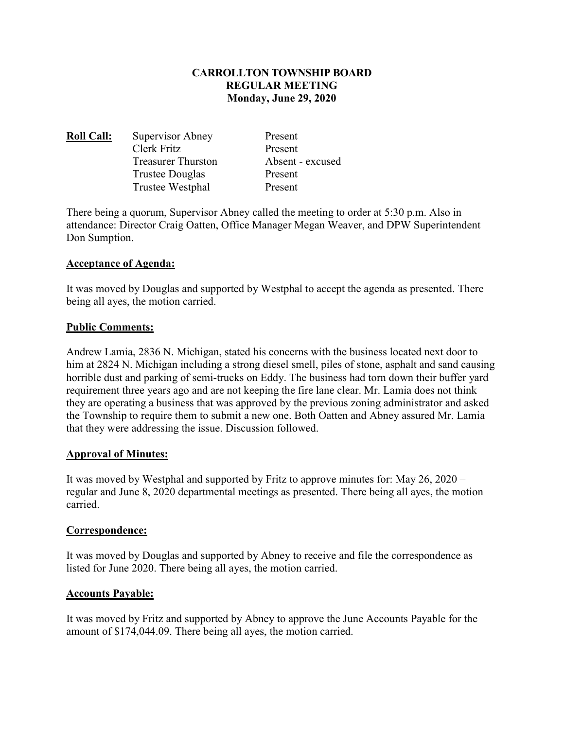**CARROLLTON TOWNSHIP BOARD**
**REGULAR MEETING**
**Monday, June 29, 2020**

| **Roll Call:** | Supervisor Abney | Present |
|---|---|---|
| | Clerk Fritz | Present |
| | Treasurer Thurston | Absent - excused |
| | Trustee Douglas | Present |
| | Trustee Westphal | Present |

There being a quorum, Supervisor Abney called the meeting to order at 5:30 p.m. Also in attendance: Director Craig Oatten, Office Manager Megan Weaver, and DPW Superintendent Don Sumption.

**Acceptance of Agenda:**

It was moved by Douglas and supported by Westphal to accept the agenda as presented. There being all ayes, the motion carried.

**Public Comments:**

Andrew Lamia, 2836 N. Michigan, stated his concerns with the business located next door to him at 2824 N. Michigan including a strong diesel smell, piles of stone, asphalt and sand causing horrible dust and parking of semi-trucks on Eddy. The business had torn down their buffer yard requirement three years ago and are not keeping the fire lane clear. Mr. Lamia does not think they are operating a business that was approved by the previous zoning administrator and asked the Township to require them to submit a new one. Both Oatten and Abney assured Mr. Lamia that they were addressing the issue. Discussion followed.

**Approval of Minutes:**

It was moved by Westphal and supported by Fritz to approve minutes for: May 26, 2020 – regular and June 8, 2020 departmental meetings as presented. There being all ayes, the motion carried.

**Correspondence:**

It was moved by Douglas and supported by Abney to receive and file the correspondence as listed for June 2020. There being all ayes, the motion carried.

**Accounts Payable:**

It was moved by Fritz and supported by Abney to approve the June Accounts Payable for the amount of $174,044.09. There being all ayes, the motion carried.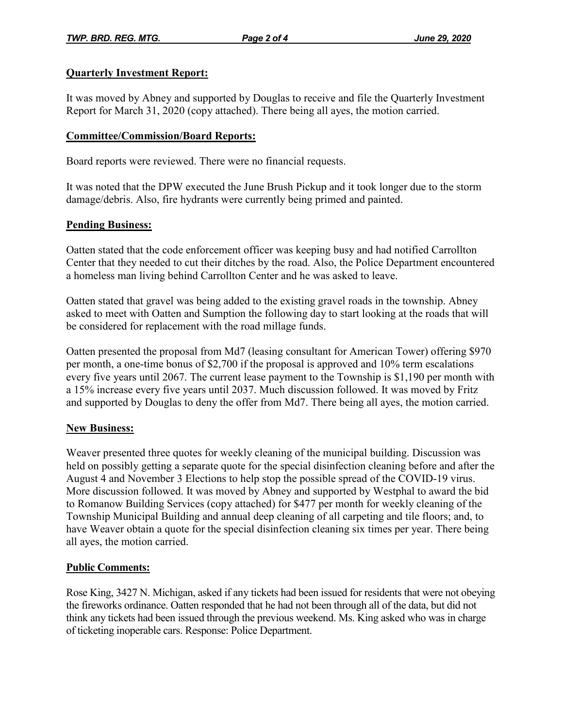## Quarterly Investment Report:

It was moved by Abney and supported by Douglas to receive and file the Quarterly Investment Report for March 31, 2020 (copy attached). There being all ayes, the motion carried.

## Committee/Commission/Board Reports:

Board reports were reviewed. There were no financial requests.

It was noted that the DPW executed the June Brush Pickup and it took longer due to the storm damage/debris. Also, fire hydrants were currently being primed and painted.

## Pending Business:

Oatten stated that the code enforcement officer was keeping busy and had notified Carrollton Center that they needed to cut their ditches by the road. Also, the Police Department encountered a homeless man living behind Carrollton Center and he was asked to leave.

Oatten stated that gravel was being added to the existing gravel roads in the township. Abney asked to meet with Oatten and Sumption the following day to start looking at the roads that will be considered for replacement with the road millage funds.

Oatten presented the proposal from Md7 (leasing consultant for American Tower) offering $970 per month, a one-time bonus of $2,700 if the proposal is approved and 10% term escalations every five years until 2067. The current lease payment to the Township is $1,190 per month with a 15% increase every five years until 2037. Much discussion followed. It was moved by Fritz and supported by Douglas to deny the offer from Md7. There being all ayes, the motion carried.

## New Business:

Weaver presented three quotes for weekly cleaning of the municipal building. Discussion was held on possibly getting a separate quote for the special disinfection cleaning before and after the August 4 and November 3 Elections to help stop the possible spread of the COVID-19 virus. More discussion followed. It was moved by Abney and supported by Westphal to award the bid to Romanow Building Services (copy attached) for $477 per month for weekly cleaning of the Township Municipal Building and annual deep cleaning of all carpeting and tile floors; and, to have Weaver obtain a quote for the special disinfection cleaning six times per year. There being all ayes, the motion carried.

## Public Comments:

Rose King, 3427 N. Michigan, asked if any tickets had been issued for residents that were not obeying the fireworks ordinance. Oatten responded that he had not been through all of the data, but did not think any tickets had been issued through the previous weekend. Ms. King asked who was in charge of ticketing inoperable cars. Response: Police Department.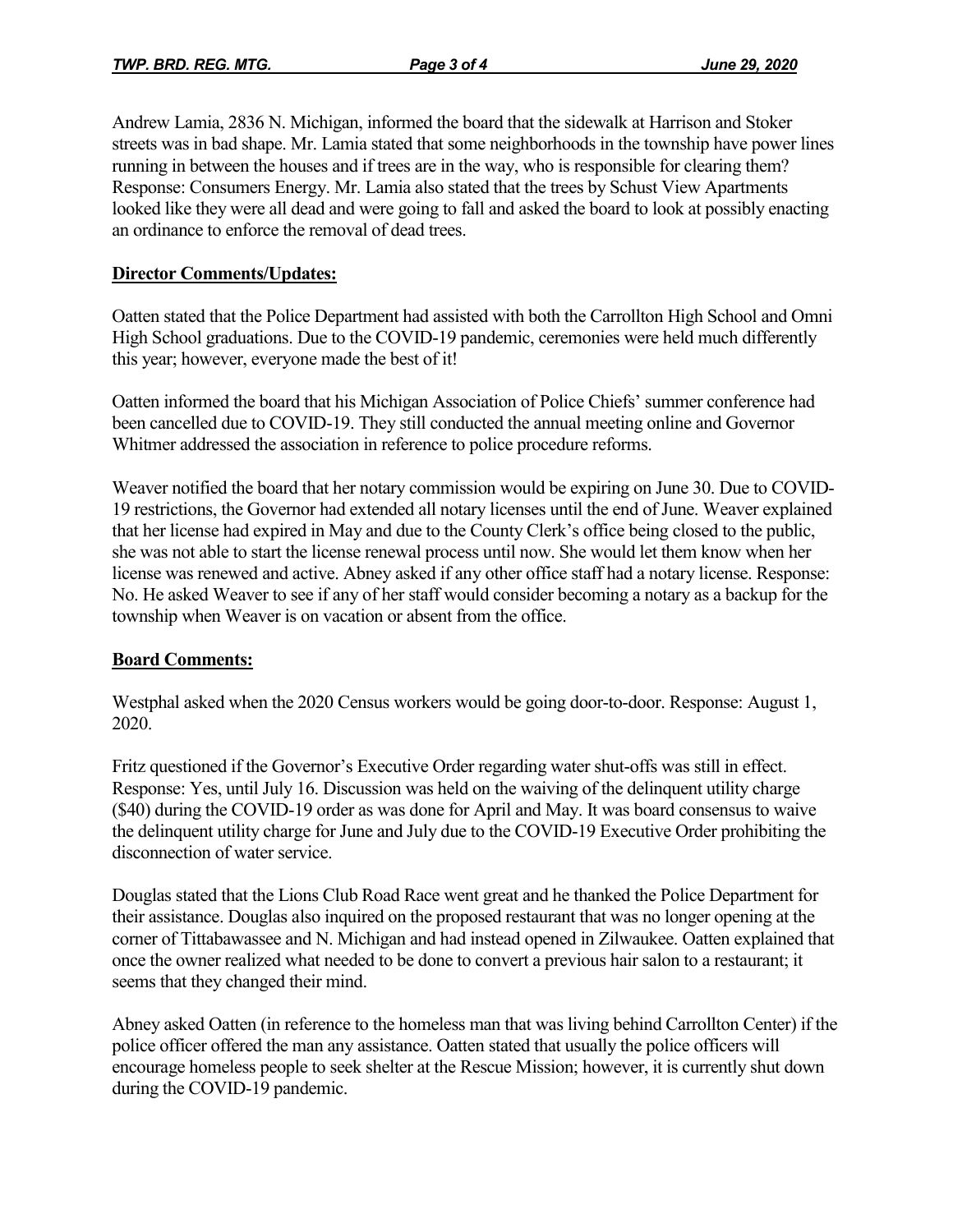Andrew Lamia, 2836 N. Michigan, informed the board that the sidewalk at Harrison and Stoker streets was in bad shape. Mr. Lamia stated that some neighborhoods in the township have power lines running in between the houses and if trees are in the way, who is responsible for clearing them? Response: Consumers Energy. Mr. Lamia also stated that the trees by Schust View Apartments looked like they were all dead and were going to fall and asked the board to look at possibly enacting an ordinance to enforce the removal of dead trees.

**Director Comments/Updates:**

Oatten stated that the Police Department had assisted with both the Carrollton High School and Omni High School graduations. Due to the COVID-19 pandemic, ceremonies were held much differently this year; however, everyone made the best of it!

Oatten informed the board that his Michigan Association of Police Chiefs' summer conference had been cancelled due to COVID-19. They still conducted the annual meeting online and Governor Whitmer addressed the association in reference to police procedure reforms.

Weaver notified the board that her notary commission would be expiring on June 30. Due to COVID-19 restrictions, the Governor had extended all notary licenses until the end of June. Weaver explained that her license had expired in May and due to the County Clerk's office being closed to the public, she was not able to start the license renewal process until now. She would let them know when her license was renewed and active. Abney asked if any other office staff had a notary license. Response: No. He asked Weaver to see if any of her staff would consider becoming a notary as a backup for the township when Weaver is on vacation or absent from the office.

**Board Comments:**

Westphal asked when the 2020 Census workers would be going door-to-door. Response: August 1, 2020.

Fritz questioned if the Governor's Executive Order regarding water shut-offs was still in effect. Response: Yes, until July 16. Discussion was held on the waiving of the delinquent utility charge ($40) during the COVID-19 order as was done for April and May. It was board consensus to waive the delinquent utility charge for June and July due to the COVID-19 Executive Order prohibiting the disconnection of water service.

Douglas stated that the Lions Club Road Race went great and he thanked the Police Department for their assistance. Douglas also inquired on the proposed restaurant that was no longer opening at the corner of Tittabawassee and N. Michigan and had instead opened in Zilwaukee. Oatten explained that once the owner realized what needed to be done to convert a previous hair salon to a restaurant; it seems that they changed their mind.

Abney asked Oatten (in reference to the homeless man that was living behind Carrollton Center) if the police officer offered the man any assistance. Oatten stated that usually the police officers will encourage homeless people to seek shelter at the Rescue Mission; however, it is currently shut down during the COVID-19 pandemic.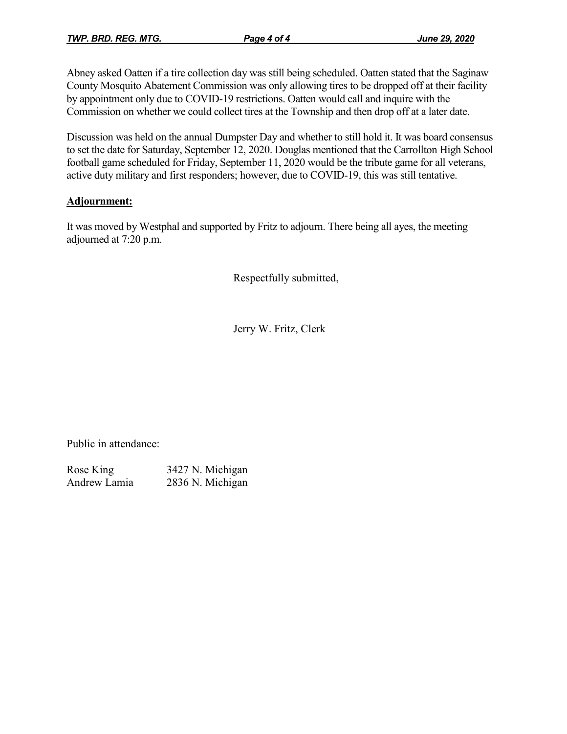Abney asked Oatten if a tire collection day was still being scheduled. Oatten stated that the Saginaw County Mosquito Abatement Commission was only allowing tires to be dropped off at their facility by appointment only due to COVID-19 restrictions. Oatten would call and inquire with the Commission on whether we could collect tires at the Township and then drop off at a later date.

Discussion was held on the annual Dumpster Day and whether to still hold it. It was board consensus to set the date for Saturday, September 12, 2020. Douglas mentioned that the Carrollton High School football game scheduled for Friday, September 11, 2020 would be the tribute game for all veterans, active duty military and first responders; however, due to COVID-19, this was still tentative.

**Adjournment:**

It was moved by Westphal and supported by Fritz to adjourn. There being all ayes, the meeting adjourned at 7:20 p.m.

Respectfully submitted,

Jerry W. Fritz, Clerk

Public in attendance:

| | |
|---|---|
| Rose King | 3427 N. Michigan |
| Andrew Lamia | 2836 N. Michigan |